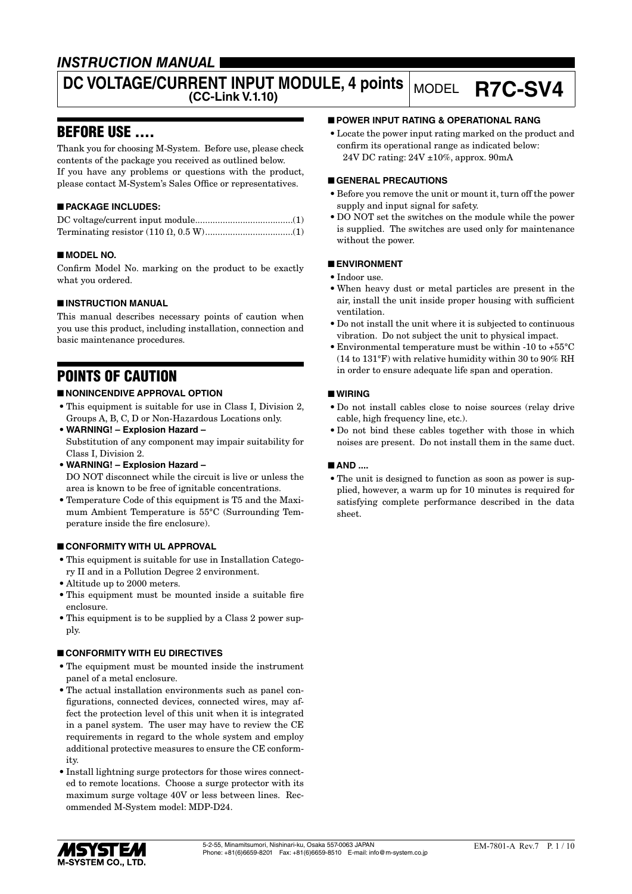# INSTRUCTION MANUAL

# DC VOLTAGE/CURRENT INPUT MODULE, 4 points (CC-Link V.1.10) MODEL R7C-SV4

## BEFORE USE ....

Thank you for choosing M-System. Before use, please check contents of the package you received as outlined below.
If you have any problems or questions with the product, please contact M-System's Sales Office or representatives.

### ■ PACKAGE INCLUDES:

DC voltage/current input module.......................................(1)
Terminating resistor (110 Ω, 0.5 W)...................................(1)

### ■ MODEL NO.

Confirm Model No. marking on the product to be exactly what you ordered.

### ■ INSTRUCTION MANUAL

This manual describes necessary points of caution when you use this product, including installation, connection and basic maintenance procedures.

## POINTS OF CAUTION

### ■ NONINCENDIVE APPROVAL OPTION

- This equipment is suitable for use in Class I, Division 2, Groups A, B, C, D or Non-Hazardous Locations only.
- **WARNING! – Explosion Hazard –**
  Substitution of any component may impair suitability for Class I, Division 2.
- **WARNING! – Explosion Hazard –**
  DO NOT disconnect while the circuit is live or unless the area is known to be free of ignitable concentrations.
- Temperature Code of this equipment is T5 and the Maximum Ambient Temperature is 55°C (Surrounding Temperature inside the fire enclosure).

### ■ CONFORMITY WITH UL APPROVAL

- This equipment is suitable for use in Installation Category II and in a Pollution Degree 2 environment.
- Altitude up to 2000 meters.
- This equipment must be mounted inside a suitable fire enclosure.
- This equipment is to be supplied by a Class 2 power supply.

### ■ CONFORMITY WITH EU DIRECTIVES

- The equipment must be mounted inside the instrument panel of a metal enclosure.
- The actual installation environments such as panel configurations, connected devices, connected wires, may affect the protection level of this unit when it is integrated in a panel system. The user may have to review the CE requirements in regard to the whole system and employ additional protective measures to ensure the CE conformity.
- Install lightning surge protectors for those wires connected to remote locations. Choose a surge protector with its maximum surge voltage 40V or less between lines. Recommended M-System model: MDP-D24.

### ■ POWER INPUT RATING & OPERATIONAL RANG

- Locate the power input rating marked on the product and confirm its operational range as indicated below:
  24V DC rating: 24V ±10%, approx. 90mA

### ■ GENERAL PRECAUTIONS

- Before you remove the unit or mount it, turn off the power supply and input signal for safety.
- DO NOT set the switches on the module while the power is supplied. The switches are used only for maintenance without the power.

### ■ ENVIRONMENT

- Indoor use.
- When heavy dust or metal particles are present in the air, install the unit inside proper housing with sufficient ventilation.
- Do not install the unit where it is subjected to continuous vibration. Do not subject the unit to physical impact.
- Environmental temperature must be within -10 to +55°C (14 to 131°F) with relative humidity within 30 to 90% RH in order to ensure adequate life span and operation.

### ■ WIRING

- Do not install cables close to noise sources (relay drive cable, high frequency line, etc.).
- Do not bind these cables together with those in which noises are present. Do not install them in the same duct.

### ■ AND ....

- The unit is designed to function as soon as power is supplied, however, a warm up for 10 minutes is required for satisfying complete performance described in the data sheet.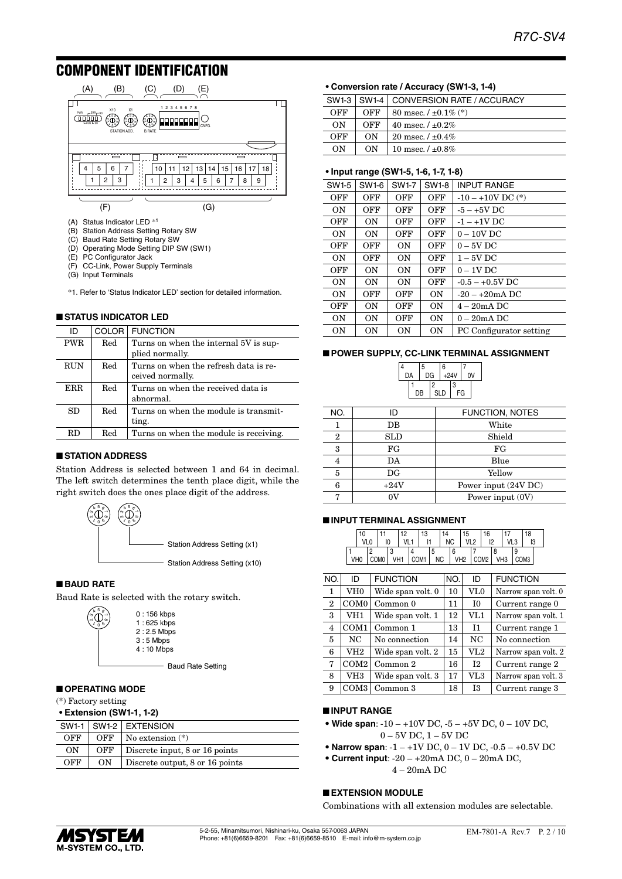## COMPONENT IDENTIFICATION

(A) Status Indicator LED *1
(B) Station Address Setting Rotary SW
(C) Baud Rate Setting Rotary SW
(D) Operating Mode Setting DIP SW (SW1)
(E) PC Configurator Jack
(F) CC-Link, Power Supply Terminals
(G) Input Terminals

*1. Refer to 'Status Indicator LED' section for detailed information.

### ■ STATUS INDICATOR LED

| ID | COLOR | FUNCTION |
|---|---|---|
| PWR | Red | Turns on when the internal 5V is supplied normally. |
| RUN | Red | Turns on when the refresh data is received normally. |
| ERR | Red | Turns on when the received data is abnormal. |
| SD | Red | Turns on when the module is transmitting. |
| RD | Red | Turns on when the module is receiving. |

### ■ STATION ADDRESS

Station Address is selected between 1 and 64 in decimal. The left switch determines the tenth place digit, while the right switch does the ones place digit of the address.

Station Address Setting (x1)

Station Address Setting (x10)

### ■ BAUD RATE

Baud Rate is selected with the rotary switch.

0 : 156 kbps
1 : 625 kbps
2 : 2.5 Mbps
3 : 5 Mbps
4 : 10 Mbps

Baud Rate Setting

### ■ OPERATING MODE

(*) Factory setting

**• Extension (SW1-1, 1-2)**

| SW1-1 | SW1-2 | EXTENSION |
|---|---|---|
| OFF | OFF | No extension (*) |
| ON | OFF | Discrete input, 8 or 16 points |
| OFF | ON | Discrete output, 8 or 16 points |

**• Conversion rate / Accuracy (SW1-3, 1-4)**

| SW1-3 | SW1-4 | CONVERSION RATE / ACCURACY |
|---|---|---|
| OFF | OFF | 80 msec. / ±0.1% (*) |
| ON | OFF | 40 msec. / ±0.2% |
| OFF | ON | 20 msec. / ±0.4% |
| ON | ON | 10 msec. / ±0.8% |

**• Input range (SW1-5, 1-6, 1-7, 1-8)**

| SW1-5 | SW1-6 | SW1-7 | SW1-8 | INPUT RANGE |
|---|---|---|---|---|
| OFF | OFF | OFF | OFF | -10 – +10V DC (*) |
| ON | OFF | OFF | OFF | -5 – +5V DC |
| OFF | ON | OFF | OFF | -1 – +1V DC |
| ON | ON | OFF | OFF | 0 – 10V DC |
| OFF | OFF | ON | OFF | 0 – 5V DC |
| ON | OFF | ON | OFF | 1 – 5V DC |
| OFF | ON | ON | OFF | 0 – 1V DC |
| ON | ON | ON | OFF | -0.5 – +0.5V DC |
| ON | OFF | OFF | ON | -20 – +20mA DC |
| OFF | ON | OFF | ON | 4 – 20mA DC |
| ON | ON | OFF | ON | 0 – 20mA DC |
| ON | ON | ON | ON | PC Configurator setting |

### ■ POWER SUPPLY, CC-LINK TERMINAL ASSIGNMENT

| NO. | ID | FUNCTION, NOTES |
|---|---|---|
| 1 | DB | White |
| 2 | SLD | Shield |
| 3 | FG | FG |
| 4 | DA | Blue |
| 5 | DG | Yellow |
| 6 | +24V | Power input (24V DC) |
| 7 | 0V | Power input (0V) |

### ■ INPUT TERMINAL ASSIGNMENT

| NO. | ID | FUNCTION | NO. | ID | FUNCTION |
|---|---|---|---|---|---|
| 1 | VH0 | Wide span volt. 0 | 10 | VL0 | Narrow span volt. 0 |
| 2 | COM0 | Common 0 | 11 | I0 | Current range 0 |
| 3 | VH1 | Wide span volt. 1 | 12 | VL1 | Narrow span volt. 1 |
| 4 | COM1 | Common 1 | 13 | I1 | Current range 1 |
| 5 | NC | No connection | 14 | NC | No connection |
| 6 | VH2 | Wide span volt. 2 | 15 | VL2 | Narrow span volt. 2 |
| 7 | COM2 | Common 2 | 16 | I2 | Current range 2 |
| 8 | VH3 | Wide span volt. 3 | 17 | VL3 | Narrow span volt. 3 |
| 9 | COM3 | Common 3 | 18 | I3 | Current range 3 |

### ■ INPUT RANGE

- **Wide span**: -10 – +10V DC, -5 – +5V DC, 0 – 10V DC, 0 – 5V DC, 1 – 5V DC
- **Narrow span**: -1 – +1V DC, 0 – 1V DC, -0.5 – +0.5V DC
- **Current input**: -20 – +20mA DC, 0 – 20mA DC, 4 – 20mA DC

### ■ EXTENSION MODULE

Combinations with all extension modules are selectable.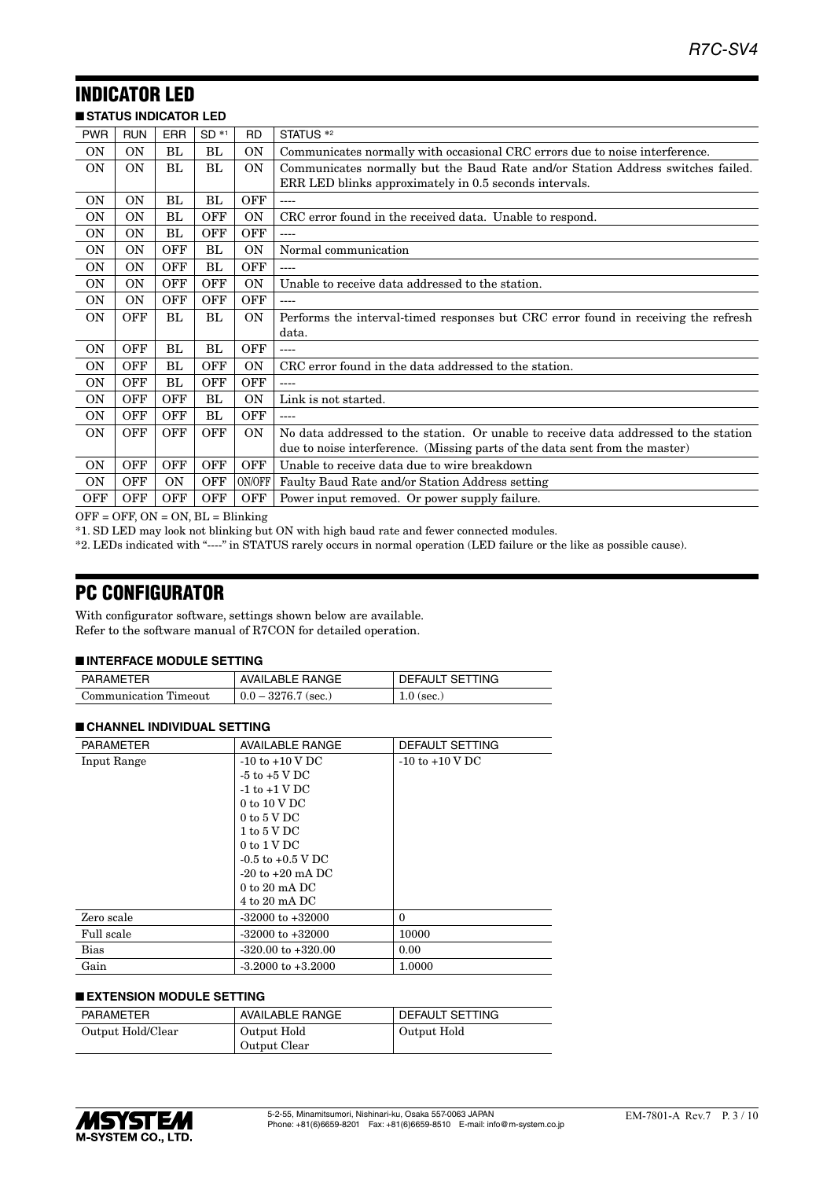## INDICATOR LED

### ■ STATUS INDICATOR LED

| PWR | RUN | ERR | SD *1 | RD | STATUS *2 |
|---|---|---|---|---|---|
| ON | ON | BL | BL | ON | Communicates normally with occasional CRC errors due to noise interference. |
| ON | ON | BL | BL | ON | Communicates normally but the Baud Rate and/or Station Address switches failed. ERR LED blinks approximately in 0.5 seconds intervals. |
| ON | ON | BL | BL | OFF | ---- |
| ON | ON | BL | OFF | ON | CRC error found in the received data. Unable to respond. |
| ON | ON | BL | OFF | OFF | ---- |
| ON | ON | OFF | BL | ON | Normal communication |
| ON | ON | OFF | BL | OFF | ---- |
| ON | ON | OFF | OFF | ON | Unable to receive data addressed to the station. |
| ON | ON | OFF | OFF | OFF | ---- |
| ON | OFF | BL | BL | ON | Performs the interval-timed responses but CRC error found in receiving the refresh data. |
| ON | OFF | BL | BL | OFF | ---- |
| ON | OFF | BL | OFF | ON | CRC error found in the data addressed to the station. |
| ON | OFF | BL | OFF | OFF | ---- |
| ON | OFF | OFF | BL | ON | Link is not started. |
| ON | OFF | OFF | BL | OFF | ---- |
| ON | OFF | OFF | OFF | ON | No data addressed to the station. Or unable to receive data addressed to the station due to noise interference. (Missing parts of the data sent from the master) |
| ON | OFF | OFF | OFF | OFF | Unable to receive data due to wire breakdown |
| ON | OFF | ON | OFF | ON/OFF | Faulty Baud Rate and/or Station Address setting |
| OFF | OFF | OFF | OFF | OFF | Power input removed. Or power supply failure. |

OFF = OFF, ON = ON, BL = Blinking

*1. SD LED may look not blinking but ON with high baud rate and fewer connected modules.

*2. LEDs indicated with "----" in STATUS rarely occurs in normal operation (LED failure or the like as possible cause).

## PC CONFIGURATOR

With configurator software, settings shown below are available.
Refer to the software manual of R7CON for detailed operation.

### ■ INTERFACE MODULE SETTING

| PARAMETER | AVAILABLE RANGE | DEFAULT SETTING |
|---|---|---|
| Communication Timeout | 0.0 – 3276.7 (sec.) | 1.0 (sec.) |

### ■ CHANNEL INDIVIDUAL SETTING

| PARAMETER | AVAILABLE RANGE | DEFAULT SETTING |
|---|---|---|
| Input Range | -10 to +10 V DC<br>-5 to +5 V DC<br>-1 to +1 V DC<br>0 to 10 V DC<br>0 to 5 V DC<br>1 to 5 V DC<br>0 to 1 V DC<br>-0.5 to +0.5 V DC<br>-20 to +20 mA DC<br>0 to 20 mA DC<br>4 to 20 mA DC | -10 to +10 V DC |
| Zero scale | -32000 to +32000 | 0 |
| Full scale | -32000 to +32000 | 10000 |
| Bias | -320.00 to +320.00 | 0.00 |
| Gain | -3.2000 to +3.2000 | 1.0000 |

### ■ EXTENSION MODULE SETTING

| PARAMETER | AVAILABLE RANGE | DEFAULT SETTING |
|---|---|---|
| Output Hold/Clear | Output Hold<br>Output Clear | Output Hold |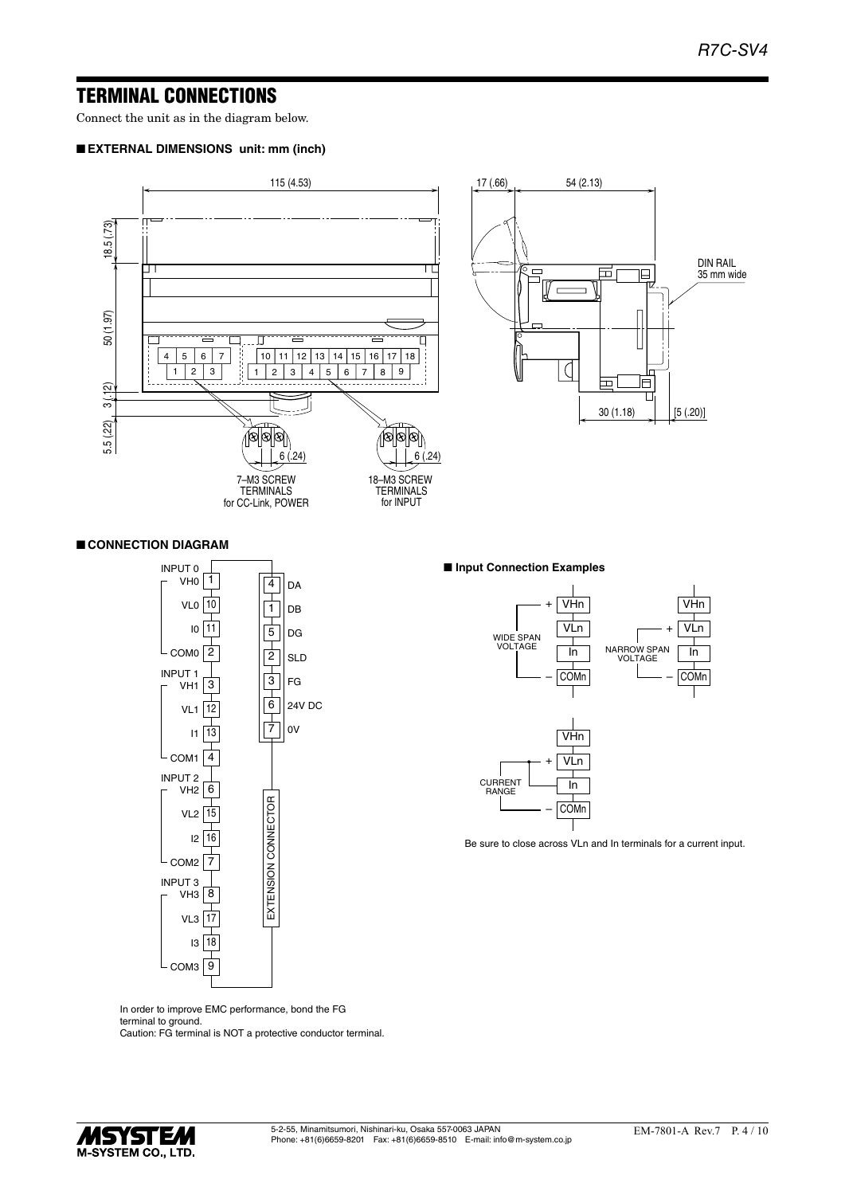# TERMINAL CONNECTIONS

Connect the unit as in the diagram below.

## ■ EXTERNAL DIMENSIONS unit: mm (inch)

115 (4.53)

18.5 (.73)

50 (1.97)

3 (.12)

5.5 (.22)

4 5 6 7
1 2 3

10 11 12 13 14 15 16 17 18
1 2 3 4 5 6 7 8 9

6 (.24)

7–M3 SCREW TERMINALS for CC-Link, POWER

6 (.24)

18–M3 SCREW TERMINALS for INPUT

17 (.66)

54 (2.13)

DIN RAIL 35 mm wide

30 (1.18)

[5 (.20)]

## ■ CONNECTION DIAGRAM

INPUT 0
VH0 1
VL0 10
I0 11
COM0 2

INPUT 1
VH1 3
VL1 12
I1 13
COM1 4

INPUT 2
VH2 6
VL2 15
I2 16
COM2 7

INPUT 3
VH3 8
VL3 17
I3 18
COM3 9

4 DA
1 DB
5 DG
2 SLD
3 FG
6 24V DC
7 0V

EXTENSION CONNECTOR

In order to improve EMC performance, bond the FG terminal to ground.
Caution: FG terminal is NOT a protective conductor terminal.

### ■ Input Connection Examples

WIDE SPAN VOLTAGE: + VHn, VLn, In, – COMn

NARROW SPAN VOLTAGE: VHn, + VLn, In, – COMn

CURRENT RANGE: VHn, + VLn, In, – COMn

Be sure to close across VLn and In terminals for a current input.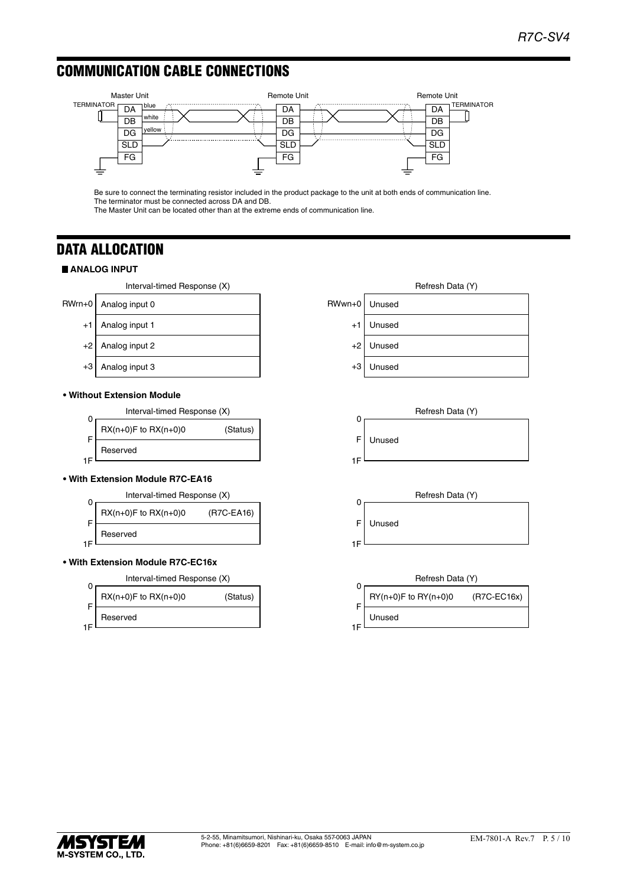## COMMUNICATION CABLE CONNECTIONS

Be sure to connect the terminating resistor included in the product package to the unit at both ends of communication line.
The terminator must be connected across DA and DB.
The Master Unit can be located other than at the extreme ends of communication line.

## DATA ALLOCATION

### ■ ANALOG INPUT

| | Interval-timed Response (X) |
|---|---|
| RWrn+0 | Analog input 0 |
| +1 | Analog input 1 |
| +2 | Analog input 2 |
| +3 | Analog input 3 |

| | Refresh Data (Y) |
|---|---|
| RWwn+0 | Unused |
| +1 | Unused |
| +2 | Unused |
| +3 | Unused |

**• Without Extension Module**

| | Interval-timed Response (X) | |
|---|---|---|
| 0 – F | RX(n+0)F to RX(n+0)0 | (Status) |
| – 1F | Reserved | |

| | Refresh Data (Y) |
|---|---|
| 0 – 1F | Unused |

**• With Extension Module R7C-EA16**

| | Interval-timed Response (X) | |
|---|---|---|
| 0 – F | RX(n+0)F to RX(n+0)0 | (R7C-EA16) |
| – 1F | Reserved | |

| | Refresh Data (Y) |
|---|---|
| 0 – 1F | Unused |

**• With Extension Module R7C-EC16x**

| | Interval-timed Response (X) | |
|---|---|---|
| 0 – F | RX(n+0)F to RX(n+0)0 | (Status) |
| – 1F | Reserved | |

| | Refresh Data (Y) | |
|---|---|---|
| 0 – F | RY(n+0)F to RY(n+0)0 | (R7C-EC16x) |
| – 1F | Unused | |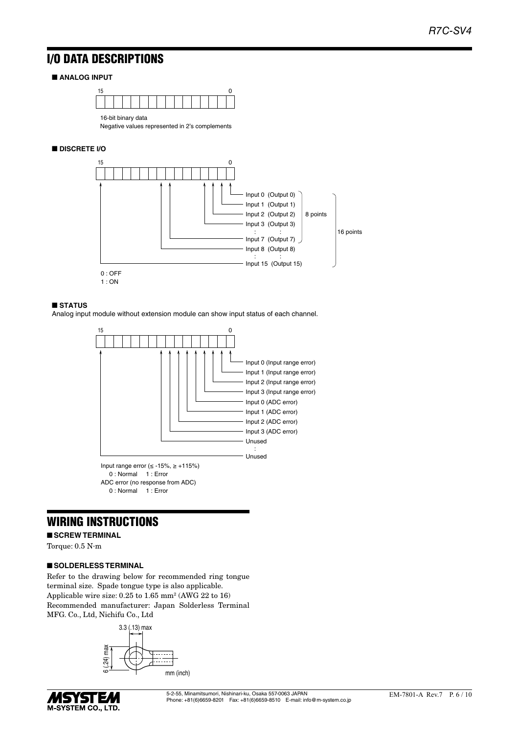## I/O DATA DESCRIPTIONS

### ■ ANALOG INPUT

15 0

16-bit binary data
Negative values represented in 2's complements

### ■ DISCRETE I/O

15 0

Input 0 (Output 0)
Input 1 (Output 1)
Input 2 (Output 2)
Input 3 (Output 3)
: :
Input 7 (Output 7)
Input 8 (Output 8)
: :
Input 15 (Output 15)

8 points
16 points

0 : OFF
1 : ON

### ■ STATUS

Analog input module without extension module can show input status of each channel.

15 0

Input 0 (Input range error)
Input 1 (Input range error)
Input 2 (Input range error)
Input 3 (Input range error)
Input 0 (ADC error)
Input 1 (ADC error)
Input 2 (ADC error)
Input 3 (ADC error)
Unused
:
Unused

Input range error (≤ -15%, ≥ +115%)
0 : Normal 1 : Error
ADC error (no response from ADC)
0 : Normal 1 : Error

## WIRING INSTRUCTIONS

### ■ SCREW TERMINAL

Torque: 0.5 N·m

### ■ SOLDERLESS TERMINAL

Refer to the drawing below for recommended ring tongue terminal size. Spade tongue type is also applicable.
Applicable wire size: 0.25 to 1.65 mm² (AWG 22 to 16)
Recommended manufacturer: Japan Solderless Terminal MFG. Co., Ltd, Nichifu Co., Ltd

3.3 (.13) max
6 (.24) max
mm (inch)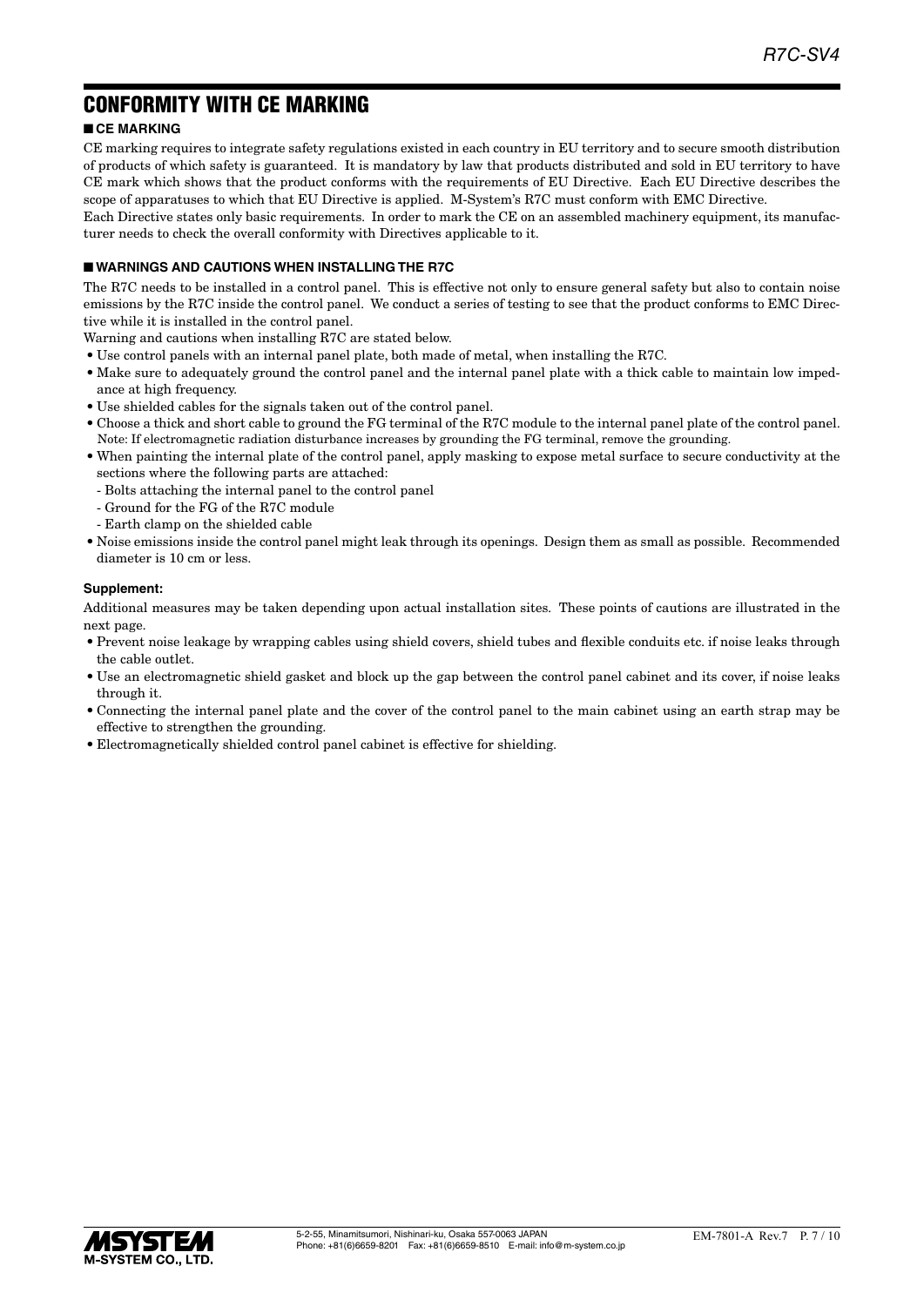# CONFORMITY WITH CE MARKING

## ■ CE MARKING

CE marking requires to integrate safety regulations existed in each country in EU territory and to secure smooth distribution of products of which safety is guaranteed. It is mandatory by law that products distributed and sold in EU territory to have CE mark which shows that the product conforms with the requirements of EU Directive. Each EU Directive describes the scope of apparatuses to which that EU Directive is applied. M-System's R7C must conform with EMC Directive.
Each Directive states only basic requirements. In order to mark the CE on an assembled machinery equipment, its manufacturer needs to check the overall conformity with Directives applicable to it.

## ■ WARNINGS AND CAUTIONS WHEN INSTALLING THE R7C

The R7C needs to be installed in a control panel. This is effective not only to ensure general safety but also to contain noise emissions by the R7C inside the control panel. We conduct a series of testing to see that the product conforms to EMC Directive while it is installed in the control panel.
Warning and cautions when installing R7C are stated below.

- Use control panels with an internal panel plate, both made of metal, when installing the R7C.
- Make sure to adequately ground the control panel and the internal panel plate with a thick cable to maintain low impedance at high frequency.
- Use shielded cables for the signals taken out of the control panel.
- Choose a thick and short cable to ground the FG terminal of the R7C module to the internal panel plate of the control panel.
  Note: If electromagnetic radiation disturbance increases by grounding the FG terminal, remove the grounding.
- When painting the internal plate of the control panel, apply masking to expose metal surface to secure conductivity at the sections where the following parts are attached:
  - Bolts attaching the internal panel to the control panel
  - Ground for the FG of the R7C module
  - Earth clamp on the shielded cable
- Noise emissions inside the control panel might leak through its openings. Design them as small as possible. Recommended diameter is 10 cm or less.

**Supplement:**

Additional measures may be taken depending upon actual installation sites. These points of cautions are illustrated in the next page.

- Prevent noise leakage by wrapping cables using shield covers, shield tubes and flexible conduits etc. if noise leaks through the cable outlet.
- Use an electromagnetic shield gasket and block up the gap between the control panel cabinet and its cover, if noise leaks through it.
- Connecting the internal panel plate and the cover of the control panel to the main cabinet using an earth strap may be effective to strengthen the grounding.
- Electromagnetically shielded control panel cabinet is effective for shielding.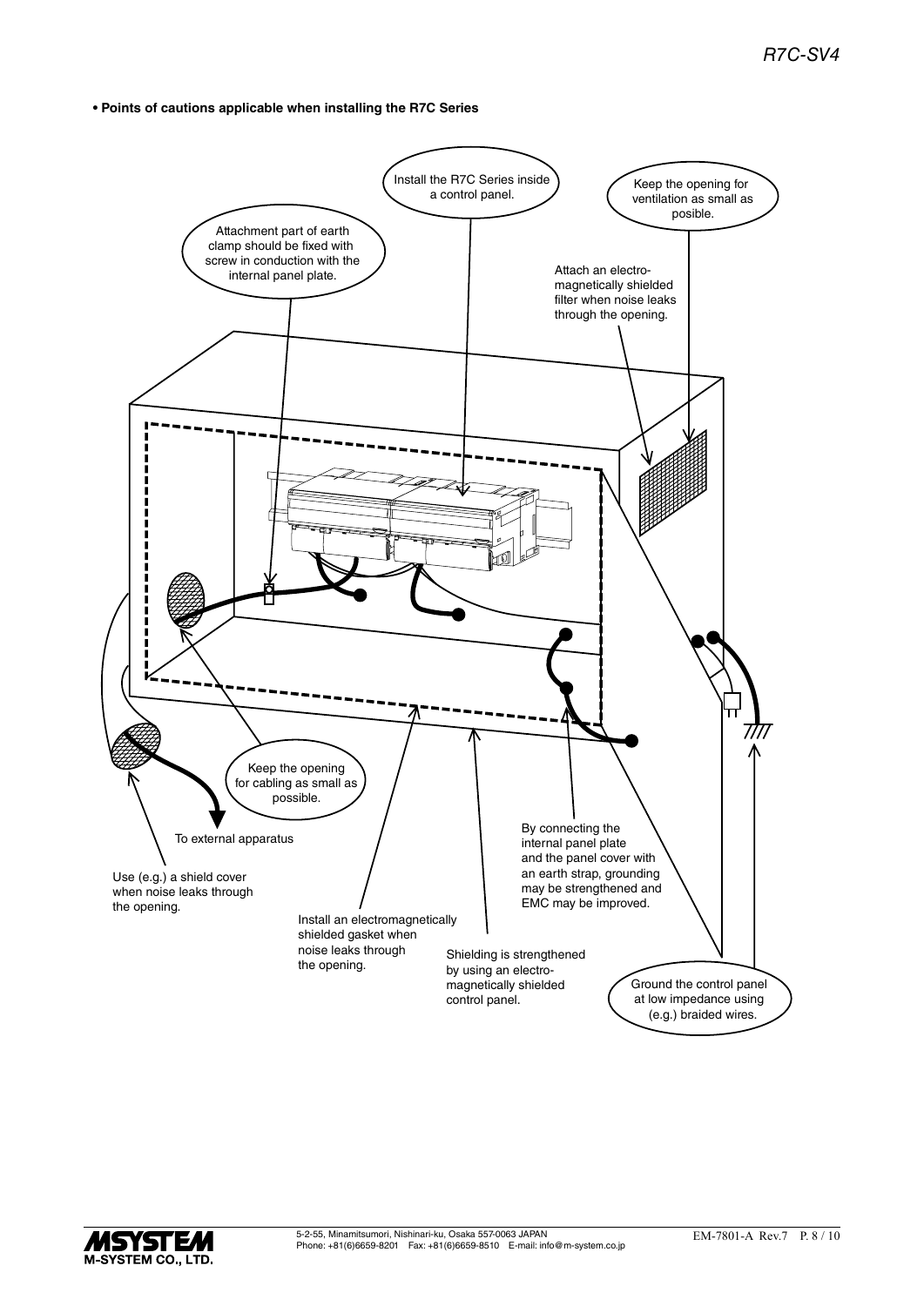**• Points of cautions applicable when installing the R7C Series**

Install the R7C Series inside a control panel.

Keep the opening for ventilation as small as posible.

Attachment part of earth clamp should be fixed with screw in conduction with the internal panel plate.

Attach an electro-magnetically shielded filter when noise leaks through the opening.

Keep the opening for cabling as small as possible.

To external apparatus

Use (e.g.) a shield cover when noise leaks through the opening.

Install an electromagnetically shielded gasket when noise leaks through the opening.

Shielding is strengthened by using an electro-magnetically shielded control panel.

By connecting the internal panel plate and the panel cover with an earth strap, grounding may be strengthened and EMC may be improved.

Ground the control panel at low impedance using (e.g.) braided wires.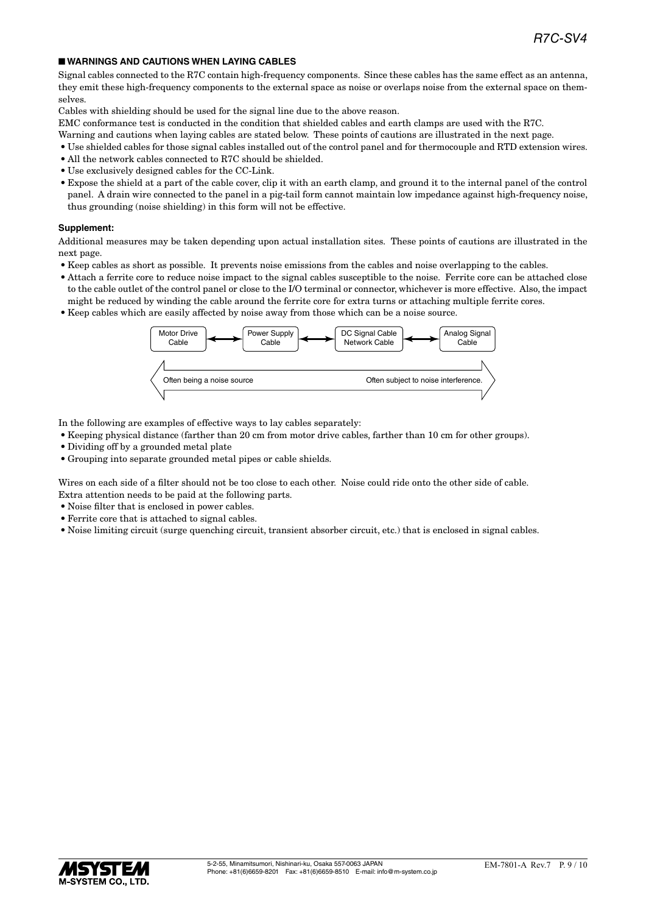## ■ WARNINGS AND CAUTIONS WHEN LAYING CABLES

Signal cables connected to the R7C contain high-frequency components. Since these cables has the same effect as an antenna, they emit these high-frequency components to the external space as noise or overlaps noise from the external space on themselves.

Cables with shielding should be used for the signal line due to the above reason.

EMC conformance test is conducted in the condition that shielded cables and earth clamps are used with the R7C.

Warning and cautions when laying cables are stated below. These points of cautions are illustrated in the next page.

- Use shielded cables for those signal cables installed out of the control panel and for thermocouple and RTD extension wires.
- All the network cables connected to R7C should be shielded.
- Use exclusively designed cables for the CC-Link.
- Expose the shield at a part of the cable cover, clip it with an earth clamp, and ground it to the internal panel of the control panel. A drain wire connected to the panel in a pig-tail form cannot maintain low impedance against high-frequency noise, thus grounding (noise shielding) in this form will not be effective.

**Supplement:**

Additional measures may be taken depending upon actual installation sites. These points of cautions are illustrated in the next page.

- Keep cables as short as possible. It prevents noise emissions from the cables and noise overlapping to the cables.
- Attach a ferrite core to reduce noise impact to the signal cables susceptible to the noise. Ferrite core can be attached close to the cable outlet of the control panel or close to the I/O terminal or connector, whichever is more effective. Also, the impact might be reduced by winding the cable around the ferrite core for extra turns or attaching multiple ferrite cores.
- Keep cables which are easily affected by noise away from those which can be a noise source.

Motor Drive Cable ↔ Power Supply Cable ↔ DC Signal Cable Network Cable ↔ Analog Signal Cable

Often being a noise source

Often subject to noise interference.

In the following are examples of effective ways to lay cables separately:

- Keeping physical distance (farther than 20 cm from motor drive cables, farther than 10 cm for other groups).
- Dividing off by a grounded metal plate
- Grouping into separate grounded metal pipes or cable shields.

Wires on each side of a filter should not be too close to each other. Noise could ride onto the other side of cable.

Extra attention needs to be paid at the following parts.

- Noise filter that is enclosed in power cables.
- Ferrite core that is attached to signal cables.
- Noise limiting circuit (surge quenching circuit, transient absorber circuit, etc.) that is enclosed in signal cables.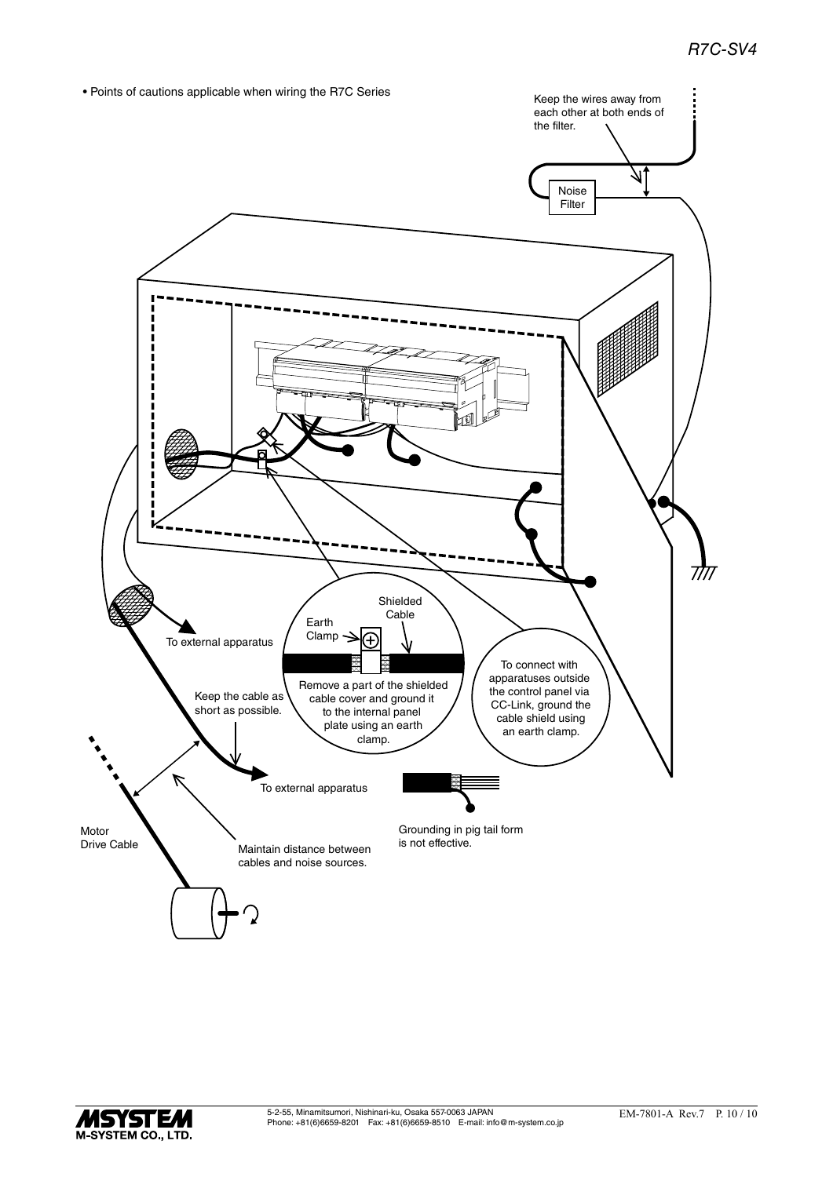• Points of cautions applicable when wiring the R7C Series

Keep the wires away from each other at both ends of the filter.

Noise Filter

Shielded Cable

Earth Clamp

Remove a part of the shielded cable cover and ground it to the internal panel plate using an earth clamp.

To connect with apparatuses outside the control panel via CC-Link, ground the cable shield using an earth clamp.

To external apparatus

Keep the cable as short as possible.

To external apparatus

Motor Drive Cable

Maintain distance between cables and noise sources.

Grounding in pig tail form is not effective.